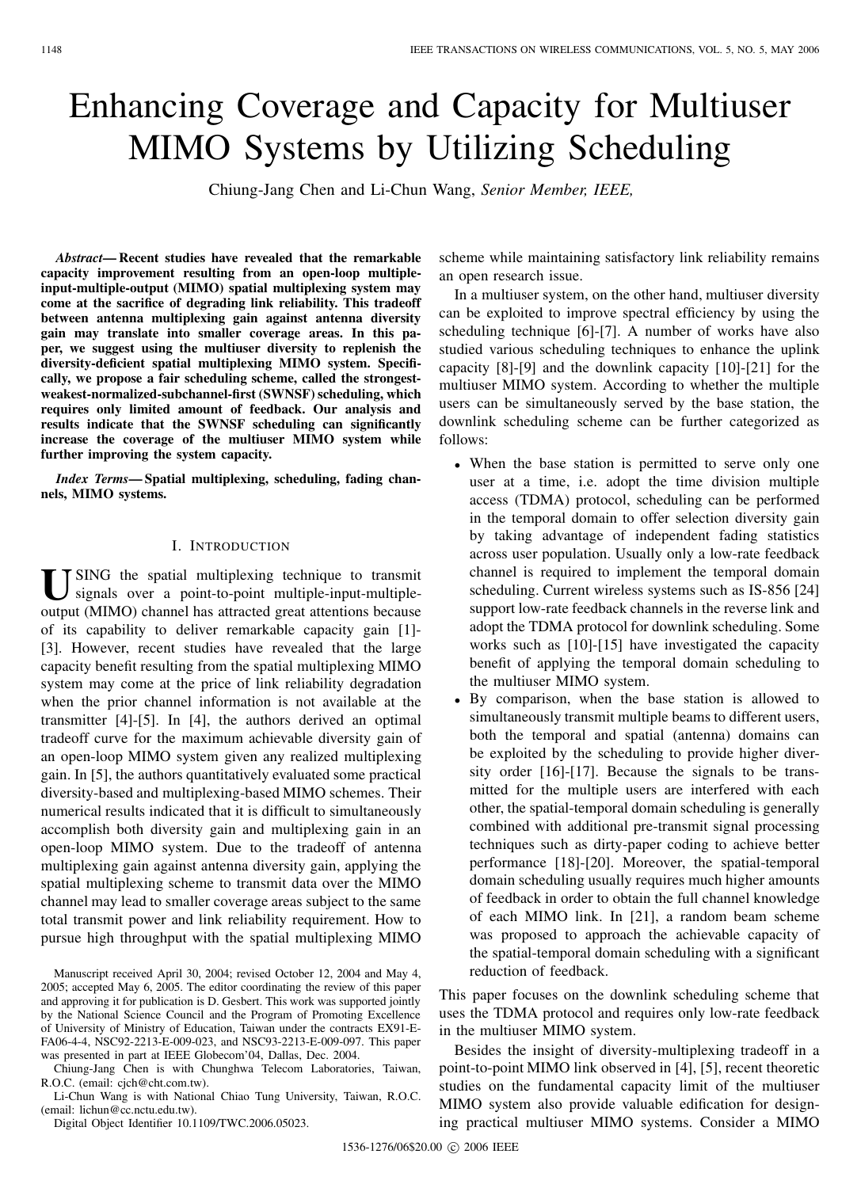# Enhancing Coverage and Capacity for Multiuser MIMO Systems by Utilizing Scheduling

Chiung-Jang Chen and Li-Chun Wang, *Senior Member, IEEE,*

***Abstract*— Recent studies have revealed that the remarkable capacity improvement resulting from an open-loop multiple-input-multiple-output (MIMO) spatial multiplexing system may come at the sacrifice of degrading link reliability. This tradeoff between antenna multiplexing gain against antenna diversity gain may translate into smaller coverage areas. In this paper, we suggest using the multiuser diversity to replenish the diversity-deficient spatial multiplexing MIMO system. Specifically, we propose a fair scheduling scheme, called the strongest-weakest-normalized-subchannel-first (SWNSF) scheduling, which requires only limited amount of feedback. Our analysis and results indicate that the SWNSF scheduling can significantly increase the coverage of the multiuser MIMO system while further improving the system capacity.**

***Index Terms*— Spatial multiplexing, scheduling, fading channels, MIMO systems.**

## I. Introduction

Using the spatial multiplexing technique to transmit signals over a point-to-point multiple-input-multiple-output (MIMO) channel has attracted great attentions because of its capability to deliver remarkable capacity gain [1]-[3]. However, recent studies have revealed that the large capacity benefit resulting from the spatial multiplexing MIMO system may come at the price of link reliability degradation when the prior channel information is not available at the transmitter [4]-[5]. In [4], the authors derived an optimal tradeoff curve for the maximum achievable diversity gain of an open-loop MIMO system given any realized multiplexing gain. In [5], the authors quantitatively evaluated some practical diversity-based and multiplexing-based MIMO schemes. Their numerical results indicated that it is difficult to simultaneously accomplish both diversity gain and multiplexing gain in an open-loop MIMO system. Due to the tradeoff of antenna multiplexing gain against antenna diversity gain, applying the spatial multiplexing scheme to transmit data over the MIMO channel may lead to smaller coverage areas subject to the same total transmit power and link reliability requirement. How to pursue high throughput with the spatial multiplexing MIMO scheme while maintaining satisfactory link reliability remains an open research issue.

In a multiuser system, on the other hand, multiuser diversity can be exploited to improve spectral efficiency by using the scheduling technique [6]-[7]. A number of works have also studied various scheduling techniques to enhance the uplink capacity [8]-[9] and the downlink capacity [10]-[21] for the multiuser MIMO system. According to whether the multiple users can be simultaneously served by the base station, the downlink scheduling scheme can be further categorized as follows:

- When the base station is permitted to serve only one user at a time, i.e. adopt the time division multiple access (TDMA) protocol, scheduling can be performed in the temporal domain to offer selection diversity gain by taking advantage of independent fading statistics across user population. Usually only a low-rate feedback channel is required to implement the temporal domain scheduling. Current wireless systems such as IS-856 [24] support low-rate feedback channels in the reverse link and adopt the TDMA protocol for downlink scheduling. Some works such as [10]-[15] have investigated the capacity benefit of applying the temporal domain scheduling to the multiuser MIMO system.
- By comparison, when the base station is allowed to simultaneously transmit multiple beams to different users, both the temporal and spatial (antenna) domains can be exploited by the scheduling to provide higher diversity order [16]-[17]. Because the signals to be transmitted for the multiple users are interfered with each other, the spatial-temporal domain scheduling is generally combined with additional pre-transmit signal processing techniques such as dirty-paper coding to achieve better performance [18]-[20]. Moreover, the spatial-temporal domain scheduling usually requires much higher amounts of feedback in order to obtain the full channel knowledge of each MIMO link. In [21], a random beam scheme was proposed to approach the achievable capacity of the spatial-temporal domain scheduling with a significant reduction of feedback.

This paper focuses on the downlink scheduling scheme that uses the TDMA protocol and requires only low-rate feedback in the multiuser MIMO system.

Besides the insight of diversity-multiplexing tradeoff in a point-to-point MIMO link observed in [4], [5], recent theoretic studies on the fundamental capacity limit of the multiuser MIMO system also provide valuable edification for designing practical multiuser MIMO systems. Consider a MIMO

Manuscript received April 30, 2004; revised October 12, 2004 and May 4, 2005; accepted May 6, 2005. The editor coordinating the review of this paper and approving it for publication is D. Gesbert. This work was supported jointly by the National Science Council and the Program of Promoting Excellence of University of Ministry of Education, Taiwan under the contracts EX91-E-FA06-4-4, NSC92-2213-E-009-023, and NSC93-2213-E-009-097. This paper was presented in part at IEEE Globecom'04, Dallas, Dec. 2004.

Chiung-Jang Chen is with Chunghwa Telecom Laboratories, Taiwan, R.O.C. (email: cjch@cht.com.tw).

Li-Chun Wang is with National Chiao Tung University, Taiwan, R.O.C. (email: lichun@cc.nctu.edu.tw).

Digital Object Identifier 10.1109/TWC.2006.05023.

1536-1276/06$20.00 © 2006 IEEE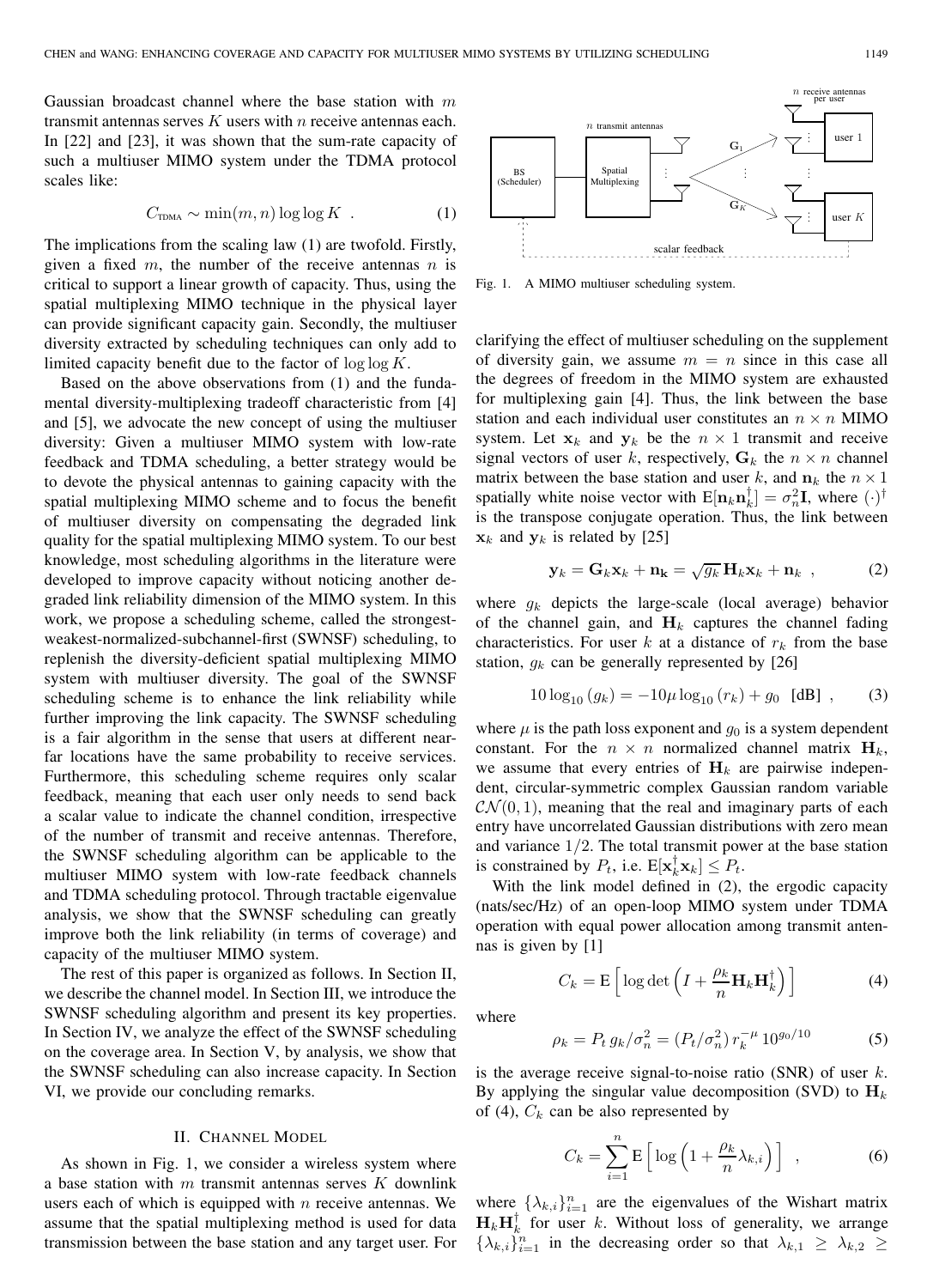Gaussian broadcast channel where the base station with $m$ transmit antennas serves $K$ users with $n$ receive antennas each. In [22] and [23], it was shown that the sum-rate capacity of such a multiuser MIMO system under the TDMA protocol scales like:

$$C_{\text{TDMA}} \sim \min(m, n) \log \log K \ . \tag{1}$$

The implications from the scaling law (1) are twofold. Firstly, given a fixed $m$, the number of the receive antennas $n$ is critical to support a linear growth of capacity. Thus, using the spatial multiplexing MIMO technique in the physical layer can provide significant capacity gain. Secondly, the multiuser diversity extracted by scheduling techniques can only add to limited capacity benefit due to the factor of $\log \log K$.

Based on the above observations from (1) and the fundamental diversity-multiplexing tradeoff characteristic from [4] and [5], we advocate the new concept of using the multiuser diversity: Given a multiuser MIMO system with low-rate feedback and TDMA scheduling, a better strategy would be to devote the physical antennas to gaining capacity with the spatial multiplexing MIMO scheme and to focus the benefit of multiuser diversity on compensating the degraded link quality for the spatial multiplexing MIMO system. To our best knowledge, most scheduling algorithms in the literature were developed to improve capacity without noticing another degraded link reliability dimension of the MIMO system. In this work, we propose a scheduling scheme, called the strongest-weakest-normalized-subchannel-first (SWNSF) scheduling, to replenish the diversity-deficient spatial multiplexing MIMO system with multiuser diversity. The goal of the SWNSF scheduling scheme is to enhance the link reliability while further improving the link capacity. The SWNSF scheduling is a fair algorithm in the sense that users at different near-far locations have the same probability to receive services. Furthermore, this scheduling scheme requires only scalar feedback, meaning that each user only needs to send back a scalar value to indicate the channel condition, irrespective of the number of transmit and receive antennas. Therefore, the SWNSF scheduling algorithm can be applicable to the multiuser MIMO system with low-rate feedback channels and TDMA scheduling protocol. Through tractable eigenvalue analysis, we show that the SWNSF scheduling can greatly improve both the link reliability (in terms of coverage) and capacity of the multiuser MIMO system.

The rest of this paper is organized as follows. In Section II, we describe the channel model. In Section III, we introduce the SWNSF scheduling algorithm and present its key properties. In Section IV, we analyze the effect of the SWNSF scheduling on the coverage area. In Section V, by analysis, we show that the SWNSF scheduling can also increase capacity. In Section VI, we provide our concluding remarks.

## II. Channel Model

As shown in Fig. 1, we consider a wireless system where a base station with $m$ transmit antennas serves $K$ downlink users each of which is equipped with $n$ receive antennas. We assume that the spatial multiplexing method is used for data transmission between the base station and any target user. For clarifying the effect of multiuser scheduling on the supplement of diversity gain, we assume $m = n$ since in this case all the degrees of freedom in the MIMO system are exhausted for multiplexing gain [4]. Thus, the link between the base station and each individual user constitutes an $n \times n$ MIMO system. Let $\mathbf{x}_k$ and $\mathbf{y}_k$ be the $n \times 1$ transmit and receive signal vectors of user $k$, respectively, $\mathbf{G}_k$ the $n \times n$ channel matrix between the base station and user $k$, and $\mathbf{n}_k$ the $n \times 1$ spatially white noise vector with $\text{E}[\mathbf{n}_k \mathbf{n}_k^\dagger] = \sigma_n^2 \mathbf{I}$, where $(\cdot)^\dagger$ is the transpose conjugate operation. Thus, the link between $\mathbf{x}_k$ and $\mathbf{y}_k$ is related by [25]

Fig. 1. A MIMO multiuser scheduling system.

$$\mathbf{y}_k = \mathbf{G}_k \mathbf{x}_k + \mathbf{n_k} = \sqrt{g_k}\, \mathbf{H}_k \mathbf{x}_k + \mathbf{n}_k \ , \tag{2}$$

where $g_k$ depicts the large-scale (local average) behavior of the channel gain, and $\mathbf{H}_k$ captures the channel fading characteristics. For user $k$ at a distance of $r_k$ from the base station, $g_k$ can be generally represented by [26]

$$10 \log_{10}(g_k) = -10\mu \log_{10}(r_k) + g_0 \ \ [\text{dB}] \ , \tag{3}$$

where $\mu$ is the path loss exponent and $g_0$ is a system dependent constant. For the $n \times n$ normalized channel matrix $\mathbf{H}_k$, we assume that every entries of $\mathbf{H}_k$ are pairwise independent, circular-symmetric complex Gaussian random variable $\mathcal{CN}(0, 1)$, meaning that the real and imaginary parts of each entry have uncorrelated Gaussian distributions with zero mean and variance $1/2$. The total transmit power at the base station is constrained by $P_t$, i.e. $\text{E}[\mathbf{x}_k^\dagger \mathbf{x}_k] \leq P_t$.

With the link model defined in (2), the ergodic capacity (nats/sec/Hz) of an open-loop MIMO system under TDMA operation with equal power allocation among transmit antennas is given by [1]

$$C_k = \text{E}\left[\log \det\left(I + \frac{\rho_k}{n} \mathbf{H}_k \mathbf{H}_k^\dagger\right)\right] \tag{4}$$

where

$$\rho_k = P_t\, g_k / \sigma_n^2 = (P_t/\sigma_n^2)\, r_k^{-\mu}\, 10^{g_0/10} \tag{5}$$

is the average receive signal-to-noise ratio (SNR) of user $k$. By applying the singular value decomposition (SVD) to $\mathbf{H}_k$ of (4), $C_k$ can be also represented by

$$C_k = \sum_{i=1}^{n} \text{E}\left[\log\left(1 + \frac{\rho_k}{n} \lambda_{k,i}\right)\right] \ , \tag{6}$$

where $\{\lambda_{k,i}\}_{i=1}^n$ are the eigenvalues of the Wishart matrix $\mathbf{H}_k \mathbf{H}_k^\dagger$ for user $k$. Without loss of generality, we arrange $\{\lambda_{k,i}\}_{i=1}^n$ in the decreasing order so that $\lambda_{k,1} \geq \lambda_{k,2} \geq$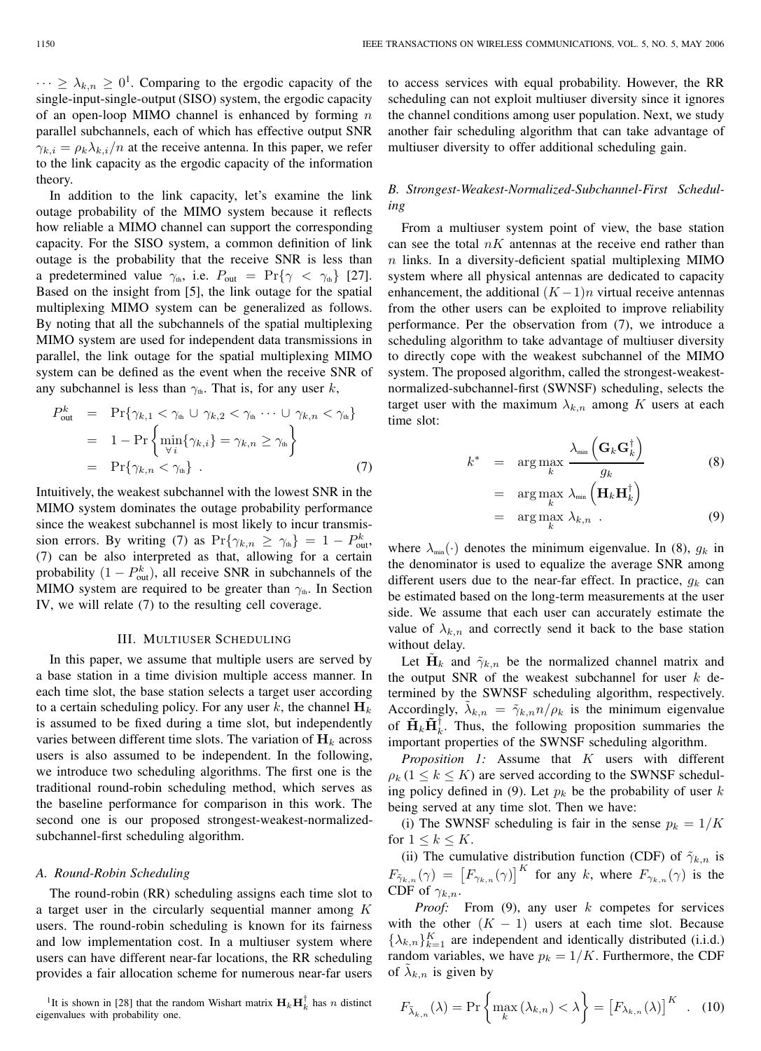$\cdots \geq \lambda_{k,n} \geq 0$[1]. Comparing to the ergodic capacity of the single-input-single-output (SISO) system, the ergodic capacity of an open-loop MIMO channel is enhanced by forming $n$ parallel subchannels, each of which has effective output SNR $\gamma_{k,i} = \rho_k \lambda_{k,i}/n$ at the receive antenna. In this paper, we refer to the link capacity as the ergodic capacity of the information theory.

In addition to the link capacity, let's examine the link outage probability of the MIMO system because it reflects how reliable a MIMO channel can support the corresponding capacity. For the SISO system, a common definition of link outage is the probability that the receive SNR is less than a predetermined value $\gamma_{\text{th}}$, i.e. $P_{\text{out}} = \Pr\{\gamma < \gamma_{\text{th}}\}$ [27]. Based on the insight from [5], the link outage for the spatial multiplexing MIMO system can be generalized as follows. By noting that all the subchannels of the spatial multiplexing MIMO system are used for independent data transmissions in parallel, the link outage for the spatial multiplexing MIMO system can be defined as the event when the receive SNR of any subchannel is less than $\gamma_{\text{th}}$. That is, for any user $k$,

$$
\begin{aligned}
P_{\text{out}}^k &= \Pr\{\gamma_{k,1} < \gamma_{\text{th}} \cup \gamma_{k,2} < \gamma_{\text{th}} \cdots \cup \gamma_{k,n} < \gamma_{\text{th}}\} \\
&= 1 - \Pr\left\{ \min_{\forall i}\{\gamma_{k,i}\} = \gamma_{k,n} \geq \gamma_{\text{th}} \right\} \\
&= \Pr\{\gamma_{k,n} < \gamma_{\text{th}}\} \ . \qquad (7)
\end{aligned}
$$

Intuitively, the weakest subchannel with the lowest SNR in the MIMO system dominates the outage probability performance since the weakest subchannel is most likely to incur transmission errors. By writing (7) as $\Pr\{\gamma_{k,n} \geq \gamma_{\text{th}}\} = 1 - P_{\text{out}}^k$, (7) can be also interpreted as that, allowing for a certain probability $(1 - P_{\text{out}}^k)$, all receive SNR in subchannels of the MIMO system are required to be greater than $\gamma_{\text{th}}$. In Section IV, we will relate (7) to the resulting cell coverage.

## III. Multiuser Scheduling

In this paper, we assume that multiple users are served by a base station in a time division multiple access manner. In each time slot, the base station selects a target user according to a certain scheduling policy. For any user $k$, the channel $\mathbf{H}_k$ is assumed to be fixed during a time slot, but independently varies between different time slots. The variation of $\mathbf{H}_k$ across users is also assumed to be independent. In the following, we introduce two scheduling algorithms. The first one is the traditional round-robin scheduling method, which serves as the baseline performance for comparison in this work. The second one is our proposed strongest-weakest-normalized-subchannel-first scheduling algorithm.

### A. Round-Robin Scheduling

The round-robin (RR) scheduling assigns each time slot to a target user in the circularly sequential manner among $K$ users. The round-robin scheduling is known for its fairness and low implementation cost. In a multiuser system where users can have different near-far locations, the RR scheduling provides a fair allocation scheme for numerous near-far users to access services with equal probability. However, the RR scheduling can not exploit multiuser diversity since it ignores the channel conditions among user population. Next, we study another fair scheduling algorithm that can take advantage of multiuser diversity to offer additional scheduling gain.

### B. Strongest-Weakest-Normalized-Subchannel-First Scheduling

From a multiuser system point of view, the base station can see the total $nK$ antennas at the receive end rather than $n$ links. In a diversity-deficient spatial multiplexing MIMO system where all physical antennas are dedicated to capacity enhancement, the additional $(K-1)n$ virtual receive antennas from the other users can be exploited to improve reliability performance. Per the observation from (7), we introduce a scheduling algorithm to take advantage of multiuser diversity to directly cope with the weakest subchannel of the MIMO system. The proposed algorithm, called the strongest-weakest-normalized-subchannel-first (SWNSF) scheduling, selects the target user with the maximum $\lambda_{k,n}$ among $K$ users at each time slot:

$$
\begin{aligned}
k^* &= \arg\max_k \frac{\lambda_{\min}\left(\mathbf{G}_k \mathbf{G}_k^\dagger\right)}{g_k} \qquad (8) \\
&= \arg\max_k \lambda_{\min}\left(\mathbf{H}_k \mathbf{H}_k^\dagger\right) \\
&= \arg\max_k \lambda_{k,n} \ . \qquad (9)
\end{aligned}
$$

where $\lambda_{\min}(\cdot)$ denotes the minimum eigenvalue. In (8), $g_k$ in the denominator is used to equalize the average SNR among different users due to the near-far effect. In practice, $g_k$ can be estimated based on the long-term measurements at the user side. We assume that each user can accurately estimate the value of $\lambda_{k,n}$ and correctly send it back to the base station without delay.

Let $\tilde{\mathbf{H}}_k$ and $\tilde{\gamma}_{k,n}$ be the normalized channel matrix and the output SNR of the weakest subchannel for user $k$ determined by the SWNSF scheduling algorithm, respectively. Accordingly, $\tilde{\lambda}_{k,n} = \tilde{\gamma}_{k,n} n/\rho_k$ is the minimum eigenvalue of $\tilde{\mathbf{H}}_k \tilde{\mathbf{H}}_k^\dagger$. Thus, the following proposition summaries the important properties of the SWNSF scheduling algorithm.

*Proposition 1:* Assume that $K$ users with different $\rho_k \, (1 \leq k \leq K)$ are served according to the SWNSF scheduling policy defined in (9). Let $p_k$ be the probability of user $k$ being served at any time slot. Then we have:

(i) The SWNSF scheduling is fair in the sense $p_k = 1/K$ for $1 \leq k \leq K$.

(ii) The cumulative distribution function (CDF) of $\tilde{\gamma}_{k,n}$ is $F_{\tilde{\gamma}_{k,n}}(\gamma) = \left[F_{\gamma_{k,n}}(\gamma)\right]^K$ for any $k$, where $F_{\gamma_{k,n}}(\gamma)$ is the CDF of $\gamma_{k,n}$.

*Proof:* From (9), any user $k$ competes for services with the other $(K-1)$ users at each time slot. Because $\{\lambda_{k,n}\}_{k=1}^K$ are independent and identically distributed (i.i.d.) random variables, we have $p_k = 1/K$. Furthermore, the CDF of $\tilde{\lambda}_{k,n}$ is given by

$$
F_{\tilde{\lambda}_{k,n}}(\lambda) = \Pr\left\{ \max_k (\lambda_{k,n}) < \lambda \right\} = \left[F_{\lambda_{k,n}}(\lambda)\right]^K \ . \qquad (10)
$$

[1] It is shown in [28] that the random Wishart matrix $\mathbf{H}_k \mathbf{H}_k^\dagger$ has $n$ distinct eigenvalues with probability one.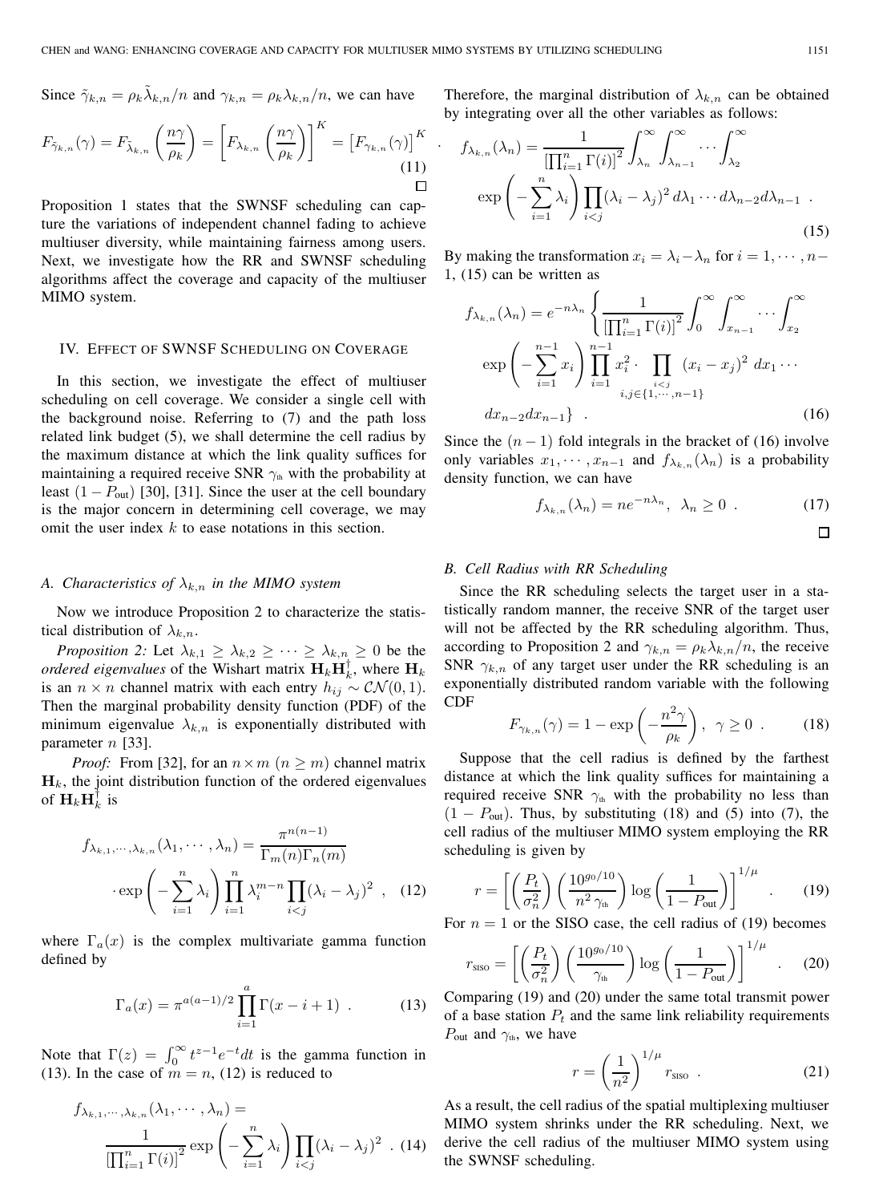Since $\tilde{\gamma}_{k,n} = \rho_k \tilde{\lambda}_{k,n}/n$ and $\gamma_{k,n} = \rho_k \lambda_{k,n}/n$, we can have

$$F_{\tilde{\gamma}_{k,n}}(\gamma) = F_{\tilde{\lambda}_{k,n}}\left(\frac{n\gamma}{\rho_k}\right) = \left[F_{\lambda_{k,n}}\left(\frac{n\gamma}{\rho_k}\right)\right]^K = \left[F_{\gamma_{k,n}}(\gamma)\right]^K \quad . \tag{11}$$

□

Proposition 1 states that the SWNSF scheduling can capture the variations of independent channel fading to achieve multiuser diversity, while maintaining fairness among users. Next, we investigate how the RR and SWNSF scheduling algorithms affect the coverage and capacity of the multiuser MIMO system.

## IV. Effect of SWNSF Scheduling on Coverage

In this section, we investigate the effect of multiuser scheduling on cell coverage. We consider a single cell with the background noise. Referring to (7) and the path loss related link budget (5), we shall determine the cell radius by the maximum distance at which the link quality suffices for maintaining a required receive SNR $\gamma_{\text{th}}$ with the probability at least $(1 - P_{\text{out}})$ [30], [31]. Since the user at the cell boundary is the major concern in determining cell coverage, we may omit the user index $k$ to ease notations in this section.

### *A. Characteristics of $\lambda_{k,n}$ in the MIMO system*

Now we introduce Proposition 2 to characterize the statistical distribution of $\lambda_{k,n}$.

*Proposition 2:* Let $\lambda_{k,1} \geq \lambda_{k,2} \geq \cdots \geq \lambda_{k,n} \geq 0$ be the *ordered eigenvalues* of the Wishart matrix $\mathbf{H}_k \mathbf{H}_k^\dagger$, where $\mathbf{H}_k$ is an $n \times n$ channel matrix with each entry $h_{ij} \sim \mathcal{CN}(0,1)$. Then the marginal probability density function (PDF) of the minimum eigenvalue $\lambda_{k,n}$ is exponentially distributed with parameter $n$ [33].

*Proof:* From [32], for an $n \times m$ $(n \geq m)$ channel matrix $\mathbf{H}_k$, the joint distribution function of the ordered eigenvalues of $\mathbf{H}_k \mathbf{H}_k^\dagger$ is

$$f_{\lambda_{k,1},\cdots,\lambda_{k,n}}(\lambda_1,\cdots,\lambda_n) = \frac{\pi^{n(n-1)}}{\Gamma_m(n)\Gamma_n(m)} \cdot \exp\left(-\sum_{i=1}^{n}\lambda_i\right)\prod_{i=1}^{n}\lambda_i^{m-n}\prod_{i<j}(\lambda_i - \lambda_j)^2 \quad , \tag{12}$$

where $\Gamma_a(x)$ is the complex multivariate gamma function defined by

$$\Gamma_a(x) = \pi^{a(a-1)/2}\prod_{i=1}^{a}\Gamma(x-i+1) \quad . \tag{13}$$

Note that $\Gamma(z) = \int_0^\infty t^{z-1}e^{-t}dt$ is the gamma function in (13). In the case of $m = n$, (12) is reduced to

$$f_{\lambda_{k,1},\cdots,\lambda_{k,n}}(\lambda_1,\cdots,\lambda_n) = \frac{1}{\left[\prod_{i=1}^{n}\Gamma(i)\right]^2}\exp\left(-\sum_{i=1}^{n}\lambda_i\right)\prod_{i<j}(\lambda_i-\lambda_j)^2 \quad . \tag{14}$$

Therefore, the marginal distribution of $\lambda_{k,n}$ can be obtained by integrating over all the other variables as follows:

$$f_{\lambda_{k,n}}(\lambda_n) = \frac{1}{\left[\prod_{i=1}^{n}\Gamma(i)\right]^2}\int_{\lambda_n}^{\infty}\int_{\lambda_{n-1}}^{\infty}\cdots\int_{\lambda_2}^{\infty} \exp\left(-\sum_{i=1}^{n}\lambda_i\right)\prod_{i<j}(\lambda_i-\lambda_j)^2\, d\lambda_1\cdots d\lambda_{n-2}d\lambda_{n-1} \quad . \tag{15}$$

By making the transformation $x_i = \lambda_i - \lambda_n$ for $i = 1, \cdots, n-1$, (15) can be written as

$$f_{\lambda_{k,n}}(\lambda_n) = e^{-n\lambda_n}\left\{\frac{1}{\left[\prod_{i=1}^{n}\Gamma(i)\right]^2}\int_{0}^{\infty}\int_{x_{n-1}}^{\infty}\cdots\int_{x_2}^{\infty} \exp\left(-\sum_{i=1}^{n-1}x_i\right)\prod_{i=1}^{n-1}x_i^2\cdot\prod_{\substack{i<j \\ i,j\in\{1,\cdots,n-1\}}}(x_i-x_j)^2\, dx_1\cdots dx_{n-2}dx_{n-1}\right\} \quad . \tag{16}$$

Since the $(n-1)$ fold integrals in the bracket of (16) involve only variables $x_1, \cdots, x_{n-1}$ and $f_{\lambda_{k,n}}(\lambda_n)$ is a probability density function, we can have

$$f_{\lambda_{k,n}}(\lambda_n) = ne^{-n\lambda_n}, \;\; \lambda_n \geq 0 \quad . \tag{17}$$

□

### *B. Cell Radius with RR Scheduling*

Since the RR scheduling selects the target user in a statistically random manner, the receive SNR of the target user will not be affected by the RR scheduling algorithm. Thus, according to Proposition 2 and $\gamma_{k,n} = \rho_k \lambda_{k,n}/n$, the receive SNR $\gamma_{k,n}$ of any target user under the RR scheduling is an exponentially distributed random variable with the following CDF

$$F_{\gamma_{k,n}}(\gamma) = 1 - \exp\left(-\frac{n^2\gamma}{\rho_k}\right), \;\; \gamma \geq 0 \quad . \tag{18}$$

Suppose that the cell radius is defined by the farthest distance at which the link quality suffices for maintaining a required receive SNR $\gamma_{\text{th}}$ with the probability no less than $(1 - P_{\text{out}})$. Thus, by substituting (18) and (5) into (7), the cell radius of the multiuser MIMO system employing the RR scheduling is given by

$$r = \left[\left(\frac{P_t}{\sigma_n^2}\right)\left(\frac{10^{g_0/10}}{n^2\,\gamma_{\text{th}}}\right)\log\left(\frac{1}{1-P_{\text{out}}}\right)\right]^{1/\mu} \quad . \tag{19}$$

For $n = 1$ or the SISO case, the cell radius of (19) becomes

$$r_{\text{SISO}} = \left[\left(\frac{P_t}{\sigma_n^2}\right)\left(\frac{10^{g_0/10}}{\gamma_{\text{th}}}\right)\log\left(\frac{1}{1-P_{\text{out}}}\right)\right]^{1/\mu} \quad . \tag{20}$$

Comparing (19) and (20) under the same total transmit power of a base station $P_t$ and the same link reliability requirements $P_{\text{out}}$ and $\gamma_{\text{th}}$, we have

$$r = \left(\frac{1}{n^2}\right)^{1/\mu} r_{\text{SISO}} \quad . \tag{21}$$

As a result, the cell radius of the spatial multiplexing multiuser MIMO system shrinks under the RR scheduling. Next, we derive the cell radius of the multiuser MIMO system using the SWNSF scheduling.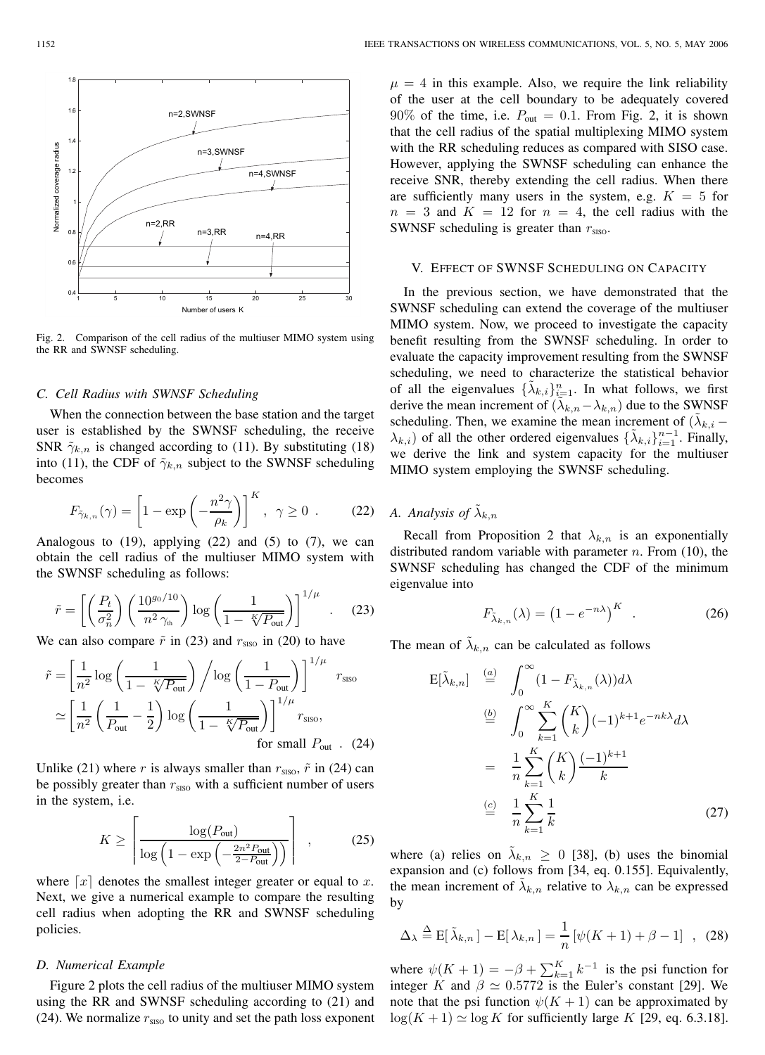Fig. 2. Comparison of the cell radius of the multiuser MIMO system using the RR and SWNSF scheduling.

### C. Cell Radius with SWNSF Scheduling

When the connection between the base station and the target user is established by the SWNSF scheduling, the receive SNR $\tilde{\gamma}_{k,n}$ is changed according to (11). By substituting (18) into (11), the CDF of $\tilde{\gamma}_{k,n}$ subject to the SWNSF scheduling becomes

$$F_{\tilde{\gamma}_{k,n}}(\gamma) = \left[1 - \exp\left(-\frac{n^2\gamma}{\rho_k}\right)\right]^K, \quad \gamma \geq 0 \ . \tag{22}$$

Analogous to (19), applying (22) and (5) to (7), we can obtain the cell radius of the multiuser MIMO system with the SWNSF scheduling as follows:

$$\tilde{r} = \left[\left(\frac{P_t}{\sigma_n^2}\right)\left(\frac{10^{g_0/10}}{n^2\,\gamma_{\text{th}}}\right)\log\left(\frac{1}{1-\sqrt[K]{P_{\text{out}}}}\right)\right]^{1/\mu} . \tag{23}$$

We can also compare $\tilde{r}$ in (23) and $r_{\text{SISO}}$ in (20) to have

$$\begin{aligned}\tilde{r} &= \left[\frac{1}{n^2}\log\left(\frac{1}{1-\sqrt[K]{P_{\text{out}}}}\right)\Big/\log\left(\frac{1}{1-P_{\text{out}}}\right)\right]^{1/\mu} r_{\text{SISO}} \\ &\simeq \left[\frac{1}{n^2}\left(\frac{1}{P_{\text{out}}}-\frac{1}{2}\right)\log\left(\frac{1}{1-\sqrt[K]{P_{\text{out}}}}\right)\right]^{1/\mu} r_{\text{SISO}}, \\ &\qquad \text{for small } P_{\text{out}} \ . \end{aligned} \tag{24}$$

Unlike (21) where $r$ is always smaller than $r_{\text{SISO}}$, $\tilde{r}$ in (24) can be possibly greater than $r_{\text{SISO}}$ with a sufficient number of users in the system, i.e.

$$K \geq \left\lceil \frac{\log(P_{\text{out}})}{\log\left(1-\exp\left(-\frac{2n^2P_{\text{out}}}{2-P_{\text{out}}}\right)\right)} \right\rceil , \tag{25}$$

where $\lceil x \rceil$ denotes the smallest integer greater or equal to $x$. Next, we give a numerical example to compare the resulting cell radius when adopting the RR and SWNSF scheduling policies.

### D. Numerical Example

Figure 2 plots the cell radius of the multiuser MIMO system using the RR and SWNSF scheduling according to (21) and (24). We normalize $r_{\text{SISO}}$ to unity and set the path loss exponent $\mu = 4$ in this example. Also, we require the link reliability of the user at the cell boundary to be adequately covered 90% of the time, i.e. $P_{\text{out}} = 0.1$. From Fig. 2, it is shown that the cell radius of the spatial multiplexing MIMO system with the RR scheduling reduces as compared with SISO case. However, applying the SWNSF scheduling can enhance the receive SNR, thereby extending the cell radius. When there are sufficiently many users in the system, e.g. $K = 5$ for $n = 3$ and $K = 12$ for $n = 4$, the cell radius with the SWNSF scheduling is greater than $r_{\text{SISO}}$.

## V. Effect of SWNSF Scheduling on Capacity

In the previous section, we have demonstrated that the SWNSF scheduling can extend the coverage of the multiuser MIMO system. Now, we proceed to investigate the capacity benefit resulting from the SWNSF scheduling. In order to evaluate the capacity improvement resulting from the SWNSF scheduling, we need to characterize the statistical behavior of all the eigenvalues $\{\tilde{\lambda}_{k,i}\}_{i=1}^n$. In what follows, we first derive the mean increment of $(\tilde{\lambda}_{k,n} - \lambda_{k,n})$ due to the SWNSF scheduling. Then, we examine the mean increment of $(\tilde{\lambda}_{k,i} - \lambda_{k,i})$ of all the other ordered eigenvalues $\{\tilde{\lambda}_{k,i}\}_{i=1}^{n-1}$. Finally, we derive the link and system capacity for the multiuser MIMO system employing the SWNSF scheduling.

### A. Analysis of $\tilde{\lambda}_{k,n}$

Recall from Proposition 2 that $\lambda_{k,n}$ is an exponentially distributed random variable with parameter $n$. From (10), the SWNSF scheduling has changed the CDF of the minimum eigenvalue into

$$F_{\tilde{\lambda}_{k,n}}(\lambda) = \left(1 - e^{-n\lambda}\right)^K \ . \tag{26}$$

The mean of $\tilde{\lambda}_{k,n}$ can be calculated as follows

$$\begin{aligned}\mathrm{E}[\tilde{\lambda}_{k,n}] &\overset{(a)}{=} \int_0^\infty (1 - F_{\tilde{\lambda}_{k,n}}(\lambda))d\lambda \\ &\overset{(b)}{=} \int_0^\infty \sum_{k=1}^K \binom{K}{k}(-1)^{k+1}e^{-nk\lambda}d\lambda \\ &= \frac{1}{n}\sum_{k=1}^K \binom{K}{k}\frac{(-1)^{k+1}}{k} \\ &\overset{(c)}{=} \frac{1}{n}\sum_{k=1}^K \frac{1}{k} \end{aligned} \tag{27}$$

where (a) relies on $\tilde{\lambda}_{k,n} \geq 0$ [38], (b) uses the binomial expansion and (c) follows from [34, eq. 0.155]. Equivalently, the mean increment of $\tilde{\lambda}_{k,n}$ relative to $\lambda_{k,n}$ can be expressed by

$$\Delta_\lambda \triangleq \mathrm{E}[\,\tilde{\lambda}_{k,n}\,] - \mathrm{E}[\,\lambda_{k,n}\,] = \frac{1}{n}\left[\psi(K+1) + \beta - 1\right] \ , \tag{28}$$

where $\psi(K+1) = -\beta + \sum_{k=1}^K k^{-1}$ is the psi function for integer $K$ and $\beta \simeq 0.5772$ is the Euler's constant [29]. We note that the psi function $\psi(K+1)$ can be approximated by $\log(K+1) \simeq \log K$ for sufficiently large $K$ [29, eq. 6.3.18].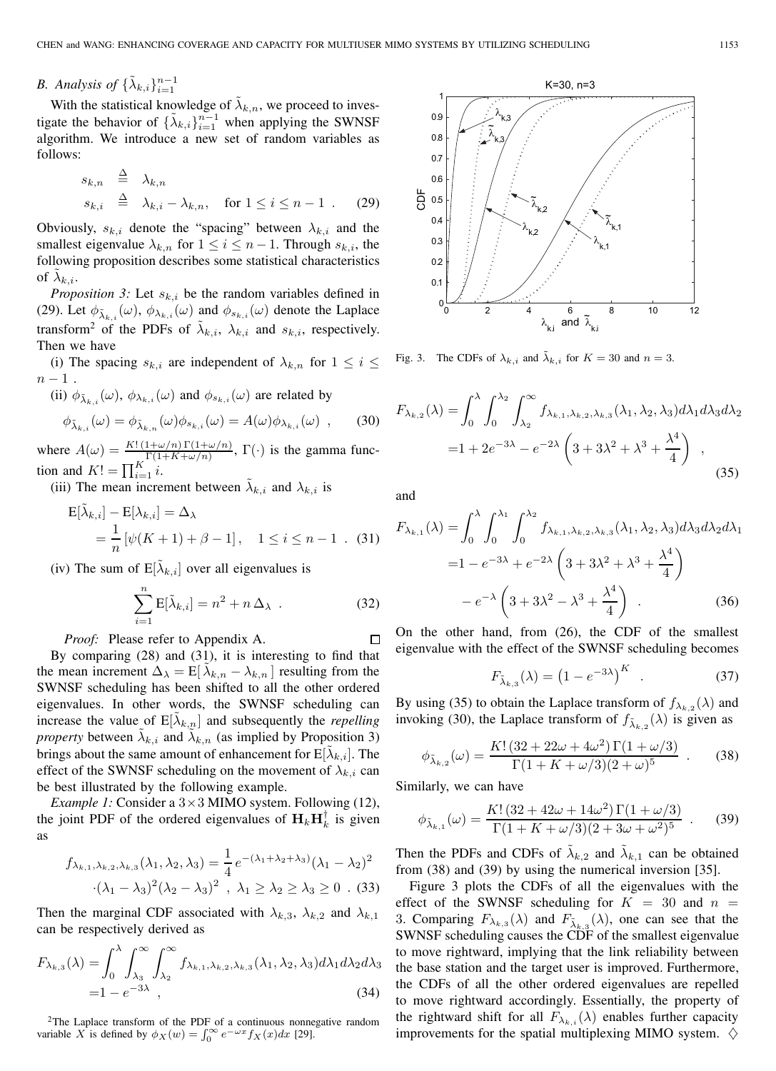### B. Analysis of $\{\tilde{\lambda}_{k,i}\}_{i=1}^{n-1}$

With the statistical knowledge of $\tilde{\lambda}_{k,n}$, we proceed to investigate the behavior of $\{\tilde{\lambda}_{k,i}\}_{i=1}^{n-1}$ when applying the SWNSF algorithm. We introduce a new set of random variables as follows:

$$
\begin{aligned}
s_{k,n} &\triangleq \lambda_{k,n} \\
s_{k,i} &\triangleq \lambda_{k,i} - \lambda_{k,n}, \quad \text{for } 1 \le i \le n-1 \ . 
\end{aligned}
\tag{29}
$$

Obviously, $s_{k,i}$ denote the "spacing" between $\lambda_{k,i}$ and the smallest eigenvalue $\lambda_{k,n}$ for $1 \le i \le n-1$. Through $s_{k,i}$, the following proposition describes some statistical characteristics of $\tilde{\lambda}_{k,i}$.

*Proposition 3:* Let $s_{k,i}$ be the random variables defined in (29). Let $\phi_{\tilde{\lambda}_{k,i}}(\omega)$, $\phi_{\lambda_{k,i}}(\omega)$ and $\phi_{s_{k,i}}(\omega)$ denote the Laplace transform[2] of the PDFs of $\tilde{\lambda}_{k,i}$, $\lambda_{k,i}$ and $s_{k,i}$, respectively. Then we have

(i) The spacing $s_{k,i}$ are independent of $\lambda_{k,n}$ for $1 \le i \le n-1$ .

(ii) $\phi_{\tilde{\lambda}_{k,i}}(\omega)$, $\phi_{\lambda_{k,i}}(\omega)$ and $\phi_{s_{k,i}}(\omega)$ are related by

$$
\phi_{\tilde{\lambda}_{k,i}}(\omega) = \phi_{\tilde{\lambda}_{k,n}}(\omega)\phi_{s_{k,i}}(\omega) = A(\omega)\phi_{\lambda_{k,i}}(\omega) \ , \tag{30}
$$

where $A(\omega) = \frac{K!\,(1+\omega/n)\,\Gamma(1+\omega/n)}{\Gamma(1+K+\omega/n)}$, $\Gamma(\cdot)$ is the gamma function and $K! = \prod_{i=1}^{K} i$.

(iii) The mean increment between $\tilde{\lambda}_{k,i}$ and $\lambda_{k,i}$ is

$$
\begin{aligned}
\mathrm{E}[\tilde{\lambda}_{k,i}] - \mathrm{E}[\lambda_{k,i}] &= \Delta_\lambda \\
&= \frac{1}{n}\left[\psi(K+1) + \beta - 1\right], \quad 1 \le i \le n-1 \ . 
\end{aligned}
\tag{31}
$$

(iv) The sum of $\mathrm{E}[\tilde{\lambda}_{k,i}]$ over all eigenvalues is

$$
\sum_{i=1}^{n} \mathrm{E}[\tilde{\lambda}_{k,i}] = n^2 + n\,\Delta_\lambda \ . \tag{32}
$$

*Proof:* Please refer to Appendix A. □

By comparing (28) and (31), it is interesting to find that the mean increment $\Delta_\lambda = \mathrm{E}[\,\tilde{\lambda}_{k,n} - \lambda_{k,n}\,]$ resulting from the SWNSF scheduling has been shifted to all the other ordered eigenvalues. In other words, the SWNSF scheduling can increase the value of $\mathrm{E}[\tilde{\lambda}_{k,n}]$ and subsequently the *repelling property* between $\tilde{\lambda}_{k,i}$ and $\tilde{\lambda}_{k,n}$ (as implied by Proposition 3) brings about the same amount of enhancement for $\mathrm{E}[\tilde{\lambda}_{k,i}]$. The effect of the SWNSF scheduling on the movement of $\lambda_{k,i}$ can be best illustrated by the following example.

*Example 1:* Consider a $3 \times 3$ MIMO system. Following (12), the joint PDF of the ordered eigenvalues of $\mathbf{H}_k\mathbf{H}_k^\dagger$ is given as

$$
\begin{aligned}
f_{\lambda_{k,1},\lambda_{k,2},\lambda_{k,3}}(\lambda_1,\lambda_2,\lambda_3) &= \frac{1}{4}\,e^{-(\lambda_1+\lambda_2+\lambda_3)}(\lambda_1-\lambda_2)^2 \\
&\cdot(\lambda_1-\lambda_3)^2(\lambda_2-\lambda_3)^2 \ , \ \lambda_1 \ge \lambda_2 \ge \lambda_3 \ge 0 \ . 
\end{aligned}
\tag{33}
$$

Then the marginal CDF associated with $\lambda_{k,3}$, $\lambda_{k,2}$ and $\lambda_{k,1}$ can be respectively derived as

$$
\begin{aligned}
F_{\lambda_{k,3}}(\lambda) &= \int_0^{\lambda}\int_{\lambda_3}^{\infty}\int_{\lambda_2}^{\infty} f_{\lambda_{k,1},\lambda_{k,2},\lambda_{k,3}}(\lambda_1,\lambda_2,\lambda_3)d\lambda_1 d\lambda_2 d\lambda_3 \\
&= 1 - e^{-3\lambda} \ , 
\end{aligned}
\tag{34}
$$

$$
\begin{aligned}
F_{\lambda_{k,2}}(\lambda) &= \int_0^{\lambda}\int_0^{\lambda_2}\int_{\lambda_2}^{\infty} f_{\lambda_{k,1},\lambda_{k,2},\lambda_{k,3}}(\lambda_1,\lambda_2,\lambda_3)d\lambda_1 d\lambda_3 d\lambda_2 \\
&= 1 + 2e^{-3\lambda} - e^{-2\lambda}\left(3 + 3\lambda^2 + \lambda^3 + \frac{\lambda^4}{4}\right) \ , 
\end{aligned}
\tag{35}
$$

and

$$
\begin{aligned}
F_{\lambda_{k,1}}(\lambda) &= \int_0^{\lambda}\int_0^{\lambda_1}\int_0^{\lambda_2} f_{\lambda_{k,1},\lambda_{k,2},\lambda_{k,3}}(\lambda_1,\lambda_2,\lambda_3)d\lambda_3 d\lambda_2 d\lambda_1 \\
&= 1 - e^{-3\lambda} + e^{-2\lambda}\left(3 + 3\lambda^2 + \lambda^3 + \frac{\lambda^4}{4}\right) \\
&\quad - e^{-\lambda}\left(3 + 3\lambda^2 - \lambda^3 + \frac{\lambda^4}{4}\right) \ . 
\end{aligned}
\tag{36}
$$

On the other hand, from (26), the CDF of the smallest eigenvalue with the effect of the SWNSF scheduling becomes

$$
F_{\tilde{\lambda}_{k,3}}(\lambda) = \left(1 - e^{-3\lambda}\right)^K \ . \tag{37}
$$

By using (35) to obtain the Laplace transform of $f_{\lambda_{k,2}}(\lambda)$ and invoking (30), the Laplace transform of $f_{\tilde{\lambda}_{k,2}}(\lambda)$ is given as

$$
\phi_{\tilde{\lambda}_{k,2}}(\omega) = \frac{K!\,(32 + 22\omega + 4\omega^2)\,\Gamma(1+\omega/3)}{\Gamma(1+K+\omega/3)(2+\omega)^5} \ . \tag{38}
$$

Similarly, we can have

$$
\phi_{\tilde{\lambda}_{k,1}}(\omega) = \frac{K!\,(32 + 42\omega + 14\omega^2)\,\Gamma(1+\omega/3)}{\Gamma(1+K+\omega/3)(2+3\omega+\omega^2)^5} \ . \tag{39}
$$

Then the PDFs and CDFs of $\tilde{\lambda}_{k,2}$ and $\tilde{\lambda}_{k,1}$ can be obtained from (38) and (39) by using the numerical inversion [35].

Figure 3 plots the CDFs of all the eigenvalues with the effect of the SWNSF scheduling for $K = 30$ and $n = 3$. Comparing $F_{\lambda_{k,3}}(\lambda)$ and $F_{\tilde{\lambda}_{k,3}}(\lambda)$, one can see that the SWNSF scheduling causes the CDF of the smallest eigenvalue to move rightward, implying that the link reliability between the base station and the target user is improved. Furthermore, the CDFs of all the other ordered eigenvalues are repelled to move rightward accordingly. Essentially, the property of the rightward shift for all $F_{\lambda_{k,i}}(\lambda)$ enables further capacity improvements for the spatial multiplexing MIMO system. ◇

Fig. 3. The CDFs of $\lambda_{k,i}$ and $\tilde{\lambda}_{k,i}$ for $K = 30$ and $n = 3$.

[2] The Laplace transform of the PDF of a continuous nonnegative random variable $X$ is defined by $\phi_X(w) = \int_0^\infty e^{-\omega x} f_X(x)dx$ [29].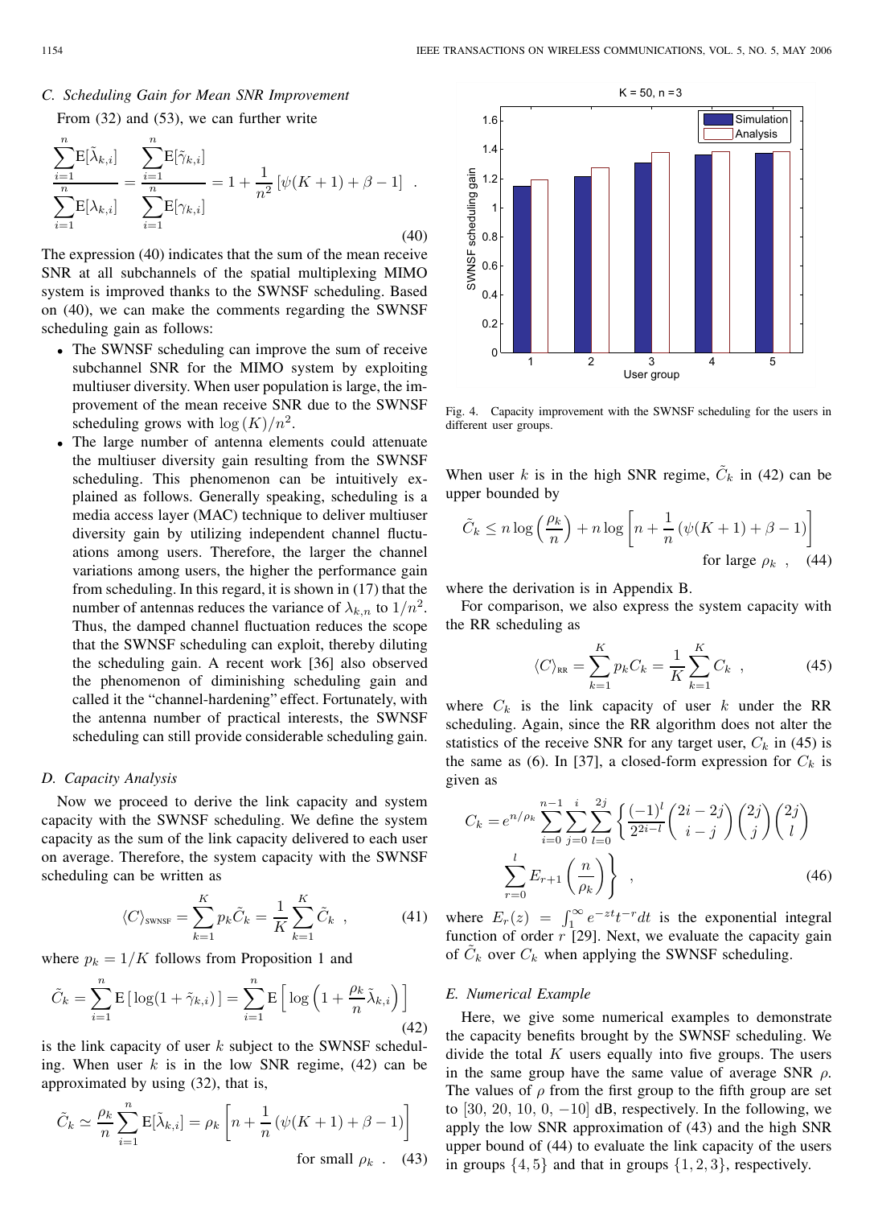### C. Scheduling Gain for Mean SNR Improvement

From (32) and (53), we can further write

$$\frac{\sum_{i=1}^{n}\mathrm{E}[\tilde{\lambda}_{k,i}]}{\sum_{i=1}^{n}\mathrm{E}[\lambda_{k,i}]} = \frac{\sum_{i=1}^{n}\mathrm{E}[\tilde{\gamma}_{k,i}]}{\sum_{i=1}^{n}\mathrm{E}[\gamma_{k,i}]} = 1 + \frac{1}{n^2}\left[\psi(K+1) + \beta - 1\right] \ . \tag{40}$$

The expression (40) indicates that the sum of the mean receive SNR at all subchannels of the spatial multiplexing MIMO system is improved thanks to the SWNSF scheduling. Based on (40), we can make the comments regarding the SWNSF scheduling gain as follows:

- The SWNSF scheduling can improve the sum of receive subchannel SNR for the MIMO system by exploiting multiuser diversity. When user population is large, the improvement of the mean receive SNR due to the SWNSF scheduling grows with $\log(K)/n^2$.
- The large number of antenna elements could attenuate the multiuser diversity gain resulting from the SWNSF scheduling. This phenomenon can be intuitively explained as follows. Generally speaking, scheduling is a media access layer (MAC) technique to deliver multiuser diversity gain by utilizing independent channel fluctuations among users. Therefore, the larger the channel variations among users, the higher the performance gain from scheduling. In this regard, it is shown in (17) that the number of antennas reduces the variance of $\lambda_{k,n}$ to $1/n^2$. Thus, the damped channel fluctuation reduces the scope that the SWNSF scheduling can exploit, thereby diluting the scheduling gain. A recent work [36] also observed the phenomenon of diminishing scheduling gain and called it the "channel-hardening" effect. Fortunately, with the antenna number of practical interests, the SWNSF scheduling can still provide considerable scheduling gain.

### D. Capacity Analysis

Now we proceed to derive the link capacity and system capacity with the SWNSF scheduling. We define the system capacity as the sum of the link capacity delivered to each user on average. Therefore, the system capacity with the SWNSF scheduling can be written as

$$\langle C \rangle_{\text{SWNSF}} = \sum_{k=1}^{K} p_k \tilde{C}_k = \frac{1}{K}\sum_{k=1}^{K}\tilde{C}_k \ , \tag{41}$$

where $p_k = 1/K$ follows from Proposition 1 and

$$\tilde{C}_k = \sum_{i=1}^{n}\mathrm{E}\left[\log(1+\tilde{\gamma}_{k,i})\right] = \sum_{i=1}^{n}\mathrm{E}\left[\log\left(1+\frac{\rho_k}{n}\tilde{\lambda}_{k,i}\right)\right] \tag{42}$$

is the link capacity of user $k$ subject to the SWNSF scheduling. When user $k$ is in the low SNR regime, (42) can be approximated by using (32), that is,

$$\tilde{C}_k \simeq \frac{\rho_k}{n}\sum_{i=1}^{n}\mathrm{E}[\tilde{\lambda}_{k,i}] = \rho_k\left[n + \frac{1}{n}\left(\psi(K+1) + \beta - 1\right)\right] \quad \text{for small } \rho_k \ . \tag{43}$$

When user $k$ is in the high SNR regime, $\tilde{C}_k$ in (42) can be upper bounded by

$$\tilde{C}_k \leq n\log\left(\frac{\rho_k}{n}\right) + n\log\left[n + \frac{1}{n}\left(\psi(K+1)+\beta-1\right)\right] \quad \text{for large } \rho_k \ , \tag{44}$$

where the derivation is in Appendix B.

For comparison, we also express the system capacity with the RR scheduling as

$$\langle C \rangle_{\text{RR}} = \sum_{k=1}^{K} p_k C_k = \frac{1}{K}\sum_{k=1}^{K} C_k \ , \tag{45}$$

where $C_k$ is the link capacity of user $k$ under the RR scheduling. Again, since the RR algorithm does not alter the statistics of the receive SNR for any target user, $C_k$ in (45) is the same as (6). In [37], a closed-form expression for $C_k$ is given as

$$C_k = e^{n/\rho_k}\sum_{i=0}^{n-1}\sum_{j=0}^{i}\sum_{l=0}^{2j}\left\{\frac{(-1)^l}{2^{2i-l}}\binom{2i-2j}{i-j}\binom{2j}{j}\binom{2j}{l}\sum_{r=0}^{l}E_{r+1}\left(\frac{n}{\rho_k}\right)\right\} \ , \tag{46}$$

where $E_r(z) = \int_1^\infty e^{-zt}t^{-r}dt$ is the exponential integral function of order $r$ [29]. Next, we evaluate the capacity gain of $\tilde{C}_k$ over $C_k$ when applying the SWNSF scheduling.

Fig. 4. Capacity improvement with the SWNSF scheduling for the users in different user groups.

### E. Numerical Example

Here, we give some numerical examples to demonstrate the capacity benefits brought by the SWNSF scheduling. We divide the total $K$ users equally into five groups. The users in the same group have the same value of average SNR $\rho$. The values of $\rho$ from the first group to the fifth group are set to $[30, 20, 10, 0, -10]$ dB, respectively. In the following, we apply the low SNR approximation of (43) and the high SNR upper bound of (44) to evaluate the link capacity of the users in groups $\{4, 5\}$ and that in groups $\{1, 2, 3\}$, respectively.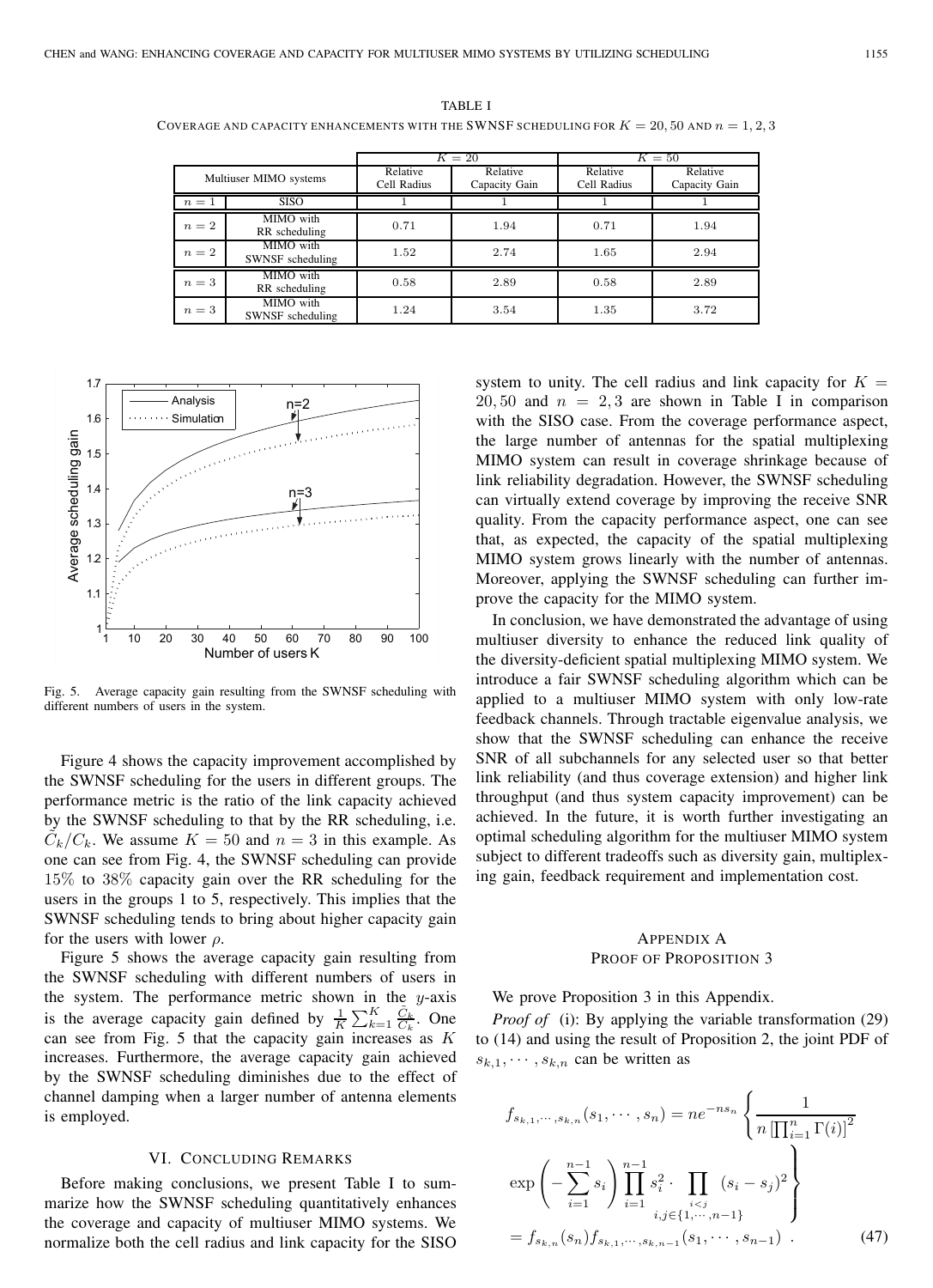TABLE I
COVERAGE AND CAPACITY ENHANCEMENTS WITH THE SWNSF SCHEDULING FOR $K = 20, 50$ AND $n = 1, 2, 3$

| Multiuser MIMO systems | | $K = 20$ | | $K = 50$ | |
|---|---|---|---|---|---|
| | | Relative Cell Radius | Relative Capacity Gain | Relative Cell Radius | Relative Capacity Gain |
| $n = 1$ | SISO | 1 | 1 | 1 | 1 |
| $n = 2$ | MIMO with RR scheduling | 0.71 | 1.94 | 0.71 | 1.94 |
| $n = 2$ | MIMO with SWNSF scheduling | 1.52 | 2.74 | 1.65 | 2.94 |
| $n = 3$ | MIMO with RR scheduling | 0.58 | 2.89 | 0.58 | 2.89 |
| $n = 3$ | MIMO with SWNSF scheduling | 1.24 | 3.54 | 1.35 | 3.72 |

Fig. 5. Average capacity gain resulting from the SWNSF scheduling with different numbers of users in the system.

Figure 4 shows the capacity improvement accomplished by the SWNSF scheduling for the users in different groups. The performance metric is the ratio of the link capacity achieved by the SWNSF scheduling to that by the RR scheduling, i.e. $\tilde{C}_k/C_k$. We assume $K = 50$ and $n = 3$ in this example. As one can see from Fig. 4, the SWNSF scheduling can provide 15% to 38% capacity gain over the RR scheduling for the users in the groups 1 to 5, respectively. This implies that the SWNSF scheduling tends to bring about higher capacity gain for the users with lower $\rho$.

Figure 5 shows the average capacity gain resulting from the SWNSF scheduling with different numbers of users in the system. The performance metric shown in the $y$-axis is the average capacity gain defined by $\frac{1}{K}\sum_{k=1}^{K}\frac{\tilde{C}_k}{C_k}$. One can see from Fig. 5 that the capacity gain increases as $K$ increases. Furthermore, the average capacity gain achieved by the SWNSF scheduling diminishes due to the effect of channel damping when a larger number of antenna elements is employed.

## VI. Concluding Remarks

Before making conclusions, we present Table I to summarize how the SWNSF scheduling quantitatively enhances the coverage and capacity of multiuser MIMO systems. We normalize both the cell radius and link capacity for the SISO system to unity. The cell radius and link capacity for $K = 20, 50$ and $n = 2, 3$ are shown in Table I in comparison with the SISO case. From the coverage performance aspect, the large number of antennas for the spatial multiplexing MIMO system can result in coverage shrinkage because of link reliability degradation. However, the SWNSF scheduling can virtually extend coverage by improving the receive SNR quality. From the capacity performance aspect, one can see that, as expected, the capacity of the spatial multiplexing MIMO system grows linearly with the number of antennas. Moreover, applying the SWNSF scheduling can further improve the capacity for the MIMO system.

In conclusion, we have demonstrated the advantage of using multiuser diversity to enhance the reduced link quality of the diversity-deficient spatial multiplexing MIMO system. We introduce a fair SWNSF scheduling algorithm which can be applied to a multiuser MIMO system with only low-rate feedback channels. Through tractable eigenvalue analysis, we show that the SWNSF scheduling can enhance the receive SNR of all subchannels for any selected user so that better link reliability (and thus coverage extension) and higher link throughput (and thus system capacity improvement) can be achieved. In the future, it is worth further investigating an optimal scheduling algorithm for the multiuser MIMO system subject to different tradeoffs such as diversity gain, multiplexing gain, feedback requirement and implementation cost.

## Appendix A
## Proof of Proposition 3

We prove Proposition 3 in this Appendix.

*Proof of* (i): By applying the variable transformation (29) to (14) and using the result of Proposition 2, the joint PDF of $s_{k,1}, \cdots, s_{k,n}$ can be written as

$$
\begin{aligned}
f_{s_{k,1},\cdots,s_{k,n}}(s_1,\cdots,s_n) &= ne^{-ns_n}\left\{\frac{1}{n\left[\prod_{i=1}^{n}\Gamma(i)\right]^2}\right. \\
&\left.\exp\left(-\sum_{i=1}^{n-1}s_i\right)\prod_{i=1}^{n-1}s_i^2\cdot\prod_{\substack{i<j\\ i,j\in\{1,\cdots,n-1\}}}(s_i-s_j)^2\right\} \\
&= f_{s_{k,n}}(s_n)f_{s_{k,1},\cdots,s_{k,n-1}}(s_1,\cdots,s_{n-1}) \ . \qquad (47)
\end{aligned}
$$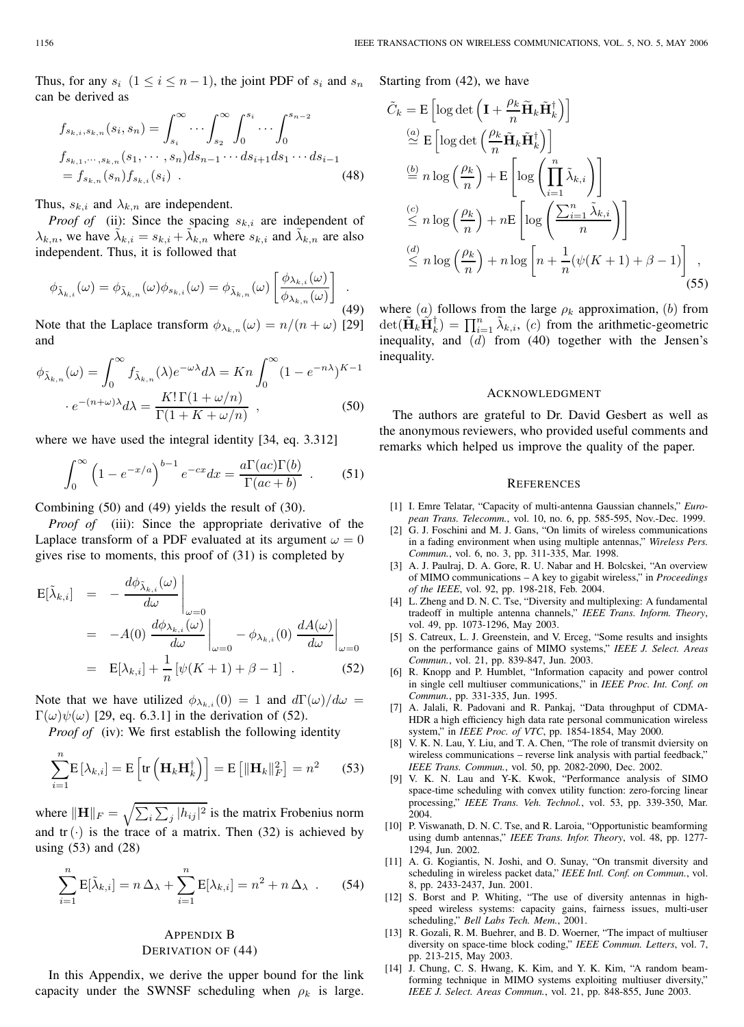Thus, for any $s_i$ $(1 \le i \le n-1)$, the joint PDF of $s_i$ and $s_n$ can be derived as

$$
\begin{aligned}
f_{s_{k,i},s_{k,n}}(s_i, s_n) &= \int_{s_i}^{\infty} \cdots \int_{s_2}^{\infty} \int_{0}^{s_i} \cdots \int_{0}^{s_{n-2}} \\
& f_{s_{k,1},\cdots,s_{k,n}}(s_1, \cdots, s_n) ds_{n-1} \cdots ds_{i+1} ds_1 \cdots ds_{i-1} \\
&= f_{s_{k,n}}(s_n) f_{s_{k,i}}(s_i) \ . 
\end{aligned} \tag{48}
$$

Thus, $s_{k,i}$ and $\lambda_{k,n}$ are independent.

*Proof of* (ii): Since the spacing $s_{k,i}$ are independent of $\lambda_{k,n}$, we have $\tilde{\lambda}_{k,i} = s_{k,i} + \tilde{\lambda}_{k,n}$ where $s_{k,i}$ and $\tilde{\lambda}_{k,n}$ are also independent. Thus, it is followed that

$$
\phi_{\tilde{\lambda}_{k,i}}(\omega) = \phi_{\tilde{\lambda}_{k,n}}(\omega) \phi_{s_{k,i}}(\omega) = \phi_{\tilde{\lambda}_{k,n}}(\omega) \left[ \frac{\phi_{\lambda_{k,i}}(\omega)}{\phi_{\lambda_{k,n}}(\omega)} \right] \ . \tag{49}
$$

Note that the Laplace transform $\phi_{\lambda_{k,n}}(\omega) = n/(n+\omega)$ [29] and

$$
\begin{aligned}
\phi_{\tilde{\lambda}_{k,n}}(\omega) &= \int_0^{\infty} f_{\tilde{\lambda}_{k,n}}(\lambda) e^{-\omega\lambda} d\lambda = Kn \int_0^{\infty} (1 - e^{-n\lambda})^{K-1} \\
& \cdot e^{-(n+\omega)\lambda} d\lambda = \frac{K! \Gamma(1 + \omega/n)}{\Gamma(1 + K + \omega/n)} \ , 
\end{aligned} \tag{50}
$$

where we have used the integral identity [34, eq. 3.312]

$$
\int_0^{\infty} \left(1 - e^{-x/a}\right)^{b-1} e^{-cx} dx = \frac{a \Gamma(ac) \Gamma(b)}{\Gamma(ac+b)} \ . \tag{51}
$$

Combining (50) and (49) yields the result of (30).

*Proof of* (iii): Since the appropriate derivative of the Laplace transform of a PDF evaluated at its argument $\omega = 0$ gives rise to moments, this proof of (31) is completed by

$$
\begin{aligned}
\mathrm{E}[\tilde{\lambda}_{k,i}] &= - \left. \frac{d\phi_{\tilde{\lambda}_{k,i}}(\omega)}{d\omega} \right|_{\omega=0} \\
&= -A(0) \left. \frac{d\phi_{\lambda_{k,i}}(\omega)}{d\omega} \right|_{\omega=0} - \phi_{\lambda_{k,i}}(0) \left. \frac{dA(\omega)}{d\omega} \right|_{\omega=0} \\
&= \mathrm{E}[\lambda_{k,i}] + \frac{1}{n} \left[ \psi(K+1) + \beta - 1 \right] \ . 
\end{aligned} \tag{52}
$$

Note that we have utilized $\phi_{\lambda_{k,i}}(0) = 1$ and $d\Gamma(\omega)/d\omega = \Gamma(\omega)\psi(\omega)$ [29, eq. 6.3.1] in the derivation of (52).

*Proof of* (iv): We first establish the following identity

$$
\sum_{i=1}^{n} \mathrm{E}\left[\lambda_{k,i}\right] = \mathrm{E}\left[\mathrm{tr}\left(\mathbf{H}_k \mathbf{H}_k^{\dagger}\right)\right] = \mathrm{E}\left[\|\mathbf{H}_k\|_F^2\right] = n^2 \tag{53}
$$

where $\|\mathbf{H}\|_F = \sqrt{\sum_i \sum_j |h_{ij}|^2}$ is the matrix Frobenius norm and $\mathrm{tr}(\cdot)$ is the trace of a matrix. Then (32) is achieved by using (53) and (28)

$$
\sum_{i=1}^{n} \mathrm{E}[\tilde{\lambda}_{k,i}] = n \, \Delta_{\lambda} + \sum_{i=1}^{n} \mathrm{E}[\lambda_{k,i}] = n^2 + n \, \Delta_{\lambda} \ . \tag{54}
$$

## APPENDIX B
## DERIVATION OF (44)

In this Appendix, we derive the upper bound for the link capacity under the SWNSF scheduling when $\rho_k$ is large. Starting from (42), we have

$$
\begin{aligned}
\tilde{C}_k &= \mathrm{E}\left[\log\det\left(\mathbf{I} + \frac{\rho_k}{n} \tilde{\mathbf{H}}_k \tilde{\mathbf{H}}_k^{\dagger}\right)\right] \\
&\overset{(a)}{\simeq} \mathrm{E}\left[\log\det\left(\frac{\rho_k}{n} \tilde{\mathbf{H}}_k \tilde{\mathbf{H}}_k^{\dagger}\right)\right] \\
&\overset{(b)}{=} n \log\left(\frac{\rho_k}{n}\right) + \mathrm{E}\left[\log\left(\prod_{i=1}^{n} \tilde{\lambda}_{k,i}\right)\right] \\
&\overset{(c)}{\le} n \log\left(\frac{\rho_k}{n}\right) + n\mathrm{E}\left[\log\left(\frac{\sum_{i=1}^{n} \tilde{\lambda}_{k,i}}{n}\right)\right] \\
&\overset{(d)}{\le} n \log\left(\frac{\rho_k}{n}\right) + n \log\left[n + \frac{1}{n}(\psi(K+1) + \beta - 1)\right] \ , 
\end{aligned} \tag{55}
$$

where $(a)$ follows from the large $\rho_k$ approximation, $(b)$ from $\det(\tilde{\mathbf{H}}_k \tilde{\mathbf{H}}_k^{\dagger}) = \prod_{i=1}^{n} \tilde{\lambda}_{k,i}$, $(c)$ from the arithmetic-geometric inequality, and $(d)$ from (40) together with the Jensen's inequality.

## ACKNOWLEDGMENT

The authors are grateful to Dr. David Gesbert as well as the anonymous reviewers, who provided useful comments and remarks which helped us improve the quality of the paper.

## REFERENCES

[1] I. Emre Telatar, "Capacity of multi-antenna Gaussian channels," *European Trans. Telecomm.*, vol. 10, no. 6, pp. 585-595, Nov.-Dec. 1999.

[2] G. J. Foschini and M. J. Gans, "On limits of wireless communications in a fading environment when using multiple antennas," *Wireless Pers. Commun.*, vol. 6, no. 3, pp. 311-335, Mar. 1998.

[3] A. J. Paulraj, D. A. Gore, R. U. Nabar and H. Bolcskei, "An overview of MIMO communications – A key to gigabit wireless," in *Proceedings of the IEEE*, vol. 92, pp. 198-218, Feb. 2004.

[4] L. Zheng and D. N. C. Tse, "Diversity and multiplexing: A fundamental tradeoff in multiple antenna channels," *IEEE Trans. Inform. Theory*, vol. 49, pp. 1073-1296, May 2003.

[5] S. Catreux, L. J. Greenstein, and V. Erceg, "Some results and insights on the performance gains of MIMO systems," *IEEE J. Select. Areas Commun.*, vol. 21, pp. 839-847, Jun. 2003.

[6] R. Knopp and P. Humblet, "Information capacity and power control in single cell multiuser communications," in *IEEE Proc. Int. Conf. on Commun.*, pp. 331-335, Jun. 1995.

[7] A. Jalali, R. Padovani and R. Pankaj, "Data throughput of CDMA-HDR a high efficiency high data rate personal communication wireless system," in *IEEE Proc. of VTC*, pp. 1854-1854, May 2000.

[8] V. K. N. Lau, Y. Liu, and T. A. Chen, "The role of transmit dviersity on wireless communications – reverse link analysis with partial feedback," *IEEE Trans. Commun.*, vol. 50, pp. 2082-2090, Dec. 2002.

[9] V. K. N. Lau and Y-K. Kwok, "Performance analysis of SIMO space-time scheduling with convex utility function: zero-forcing linear processing," *IEEE Trans. Veh. Technol.*, vol. 53, pp. 339-350, Mar. 2004.

[10] P. Viswanath, D. N. C. Tse, and R. Laroia, "Opportunistic beamforming using dumb antennas," *IEEE Trans. Infor. Theory*, vol. 48, pp. 1277-1294, Jun. 2002.

[11] A. G. Kogiantis, N. Joshi, and O. Sunay, "On transmit diversity and scheduling in wireless packet data," *IEEE Intl. Conf. on Commun.*, vol. 8, pp. 2433-2437, Jun. 2001.

[12] S. Borst and P. Whiting, "The use of diversity antennas in high-speed wireless systems: capacity gains, fairness issues, multi-user scheduling," *Bell Labs Tech. Mem.*, 2001.

[13] R. Gozali, R. M. Buehrer, and B. D. Woerner, "The impact of multiuser diversity on space-time block coding," *IEEE Commun. Letters*, vol. 7, pp. 213-215, May 2003.

[14] J. Chung, C. S. Hwang, K. Kim, and Y. K. Kim, "A random beamforming technique in MIMO systems exploiting multiuser diversity," *IEEE J. Select. Areas Commun.*, vol. 21, pp. 848-855, June 2003.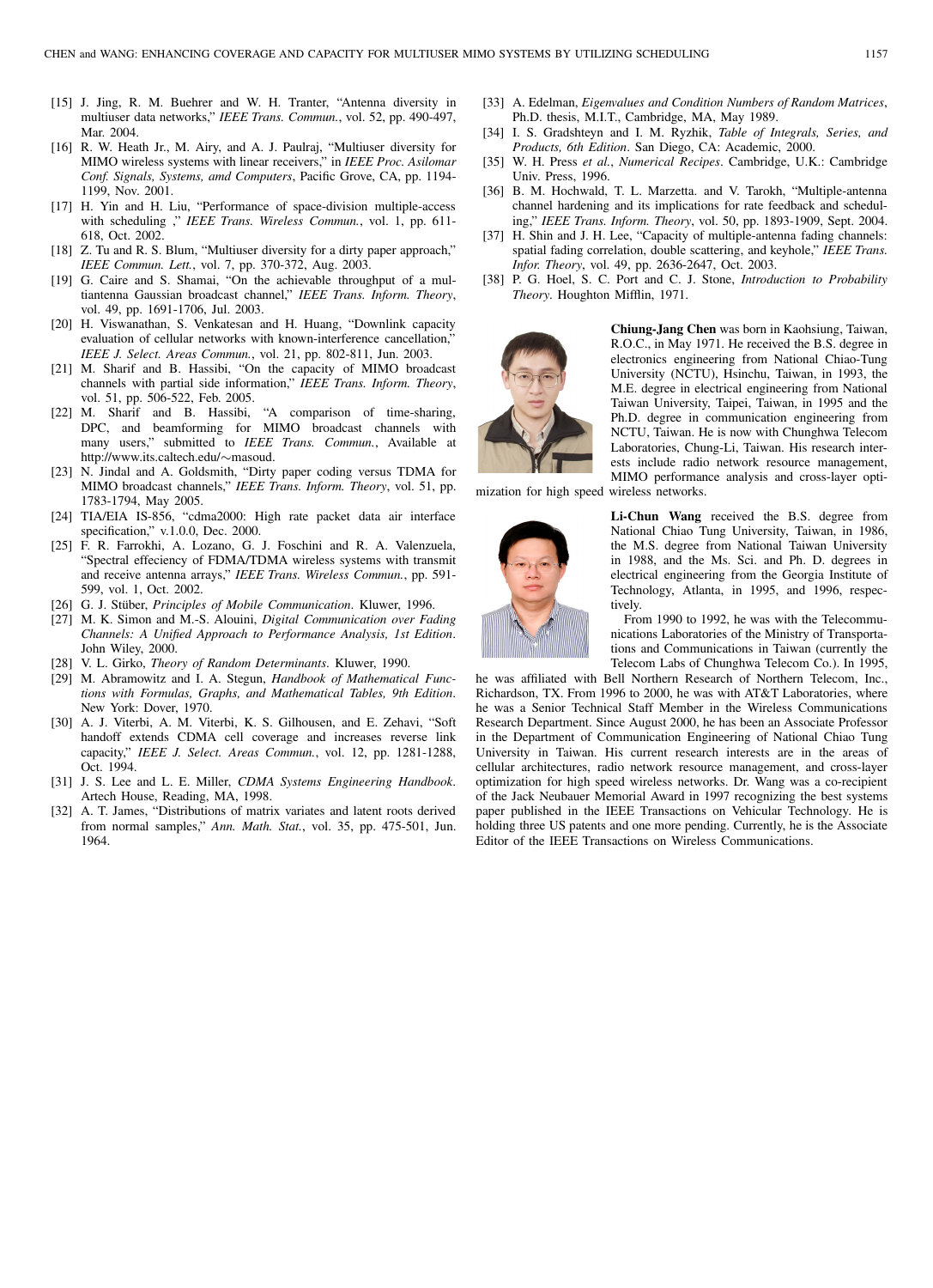[15] J. Jing, R. M. Buehrer and W. H. Tranter, "Antenna diversity in multiuser data networks," *IEEE Trans. Commun.*, vol. 52, pp. 490-497, Mar. 2004.

[16] R. W. Heath Jr., M. Airy, and A. J. Paulraj, "Multiuser diversity for MIMO wireless systems with linear receivers," in *IEEE Proc. Asilomar Conf. Signals, Systems, and Computers*, Pacific Grove, CA, pp. 1194-1199, Nov. 2001.

[17] H. Yin and H. Liu, "Performance of space-division multiple-access with scheduling ," *IEEE Trans. Wireless Commun.*, vol. 1, pp. 611-618, Oct. 2002.

[18] Z. Tu and R. S. Blum, "Multiuser diversity for a dirty paper approach," *IEEE Commun. Lett.*, vol. 7, pp. 370-372, Aug. 2003.

[19] G. Caire and S. Shamai, "On the achievable throughput of a multiantenna Gaussian broadcast channel," *IEEE Trans. Inform. Theory*, vol. 49, pp. 1691-1706, Jul. 2003.

[20] H. Viswanathan, S. Venkatesan and H. Huang, "Downlink capacity evaluation of cellular networks with known-interference cancellation," *IEEE J. Select. Areas Commun.*, vol. 21, pp. 802-811, Jun. 2003.

[21] M. Sharif and B. Hassibi, "On the capacity of MIMO broadcast channels with partial side information," *IEEE Trans. Inform. Theory*, vol. 51, pp. 506-522, Feb. 2005.

[22] M. Sharif and B. Hassibi, "A comparison of time-sharing, DPC, and beamforming for MIMO broadcast channels with many users," submitted to *IEEE Trans. Commun.*, Available at http://www.its.caltech.edu/∼masoud.

[23] N. Jindal and A. Goldsmith, "Dirty paper coding versus TDMA for MIMO broadcast channels," *IEEE Trans. Inform. Theory*, vol. 51, pp. 1783-1794, May 2005.

[24] TIA/EIA IS-856, "cdma2000: High rate packet data air interface specification," v.1.0.0, Dec. 2000.

[25] F. R. Farrokhi, A. Lozano, G. J. Foschini and R. A. Valenzuela, "Spectral effeciency of FDMA/TDMA wireless systems with transmit and receive antenna arrays," *IEEE Trans. Wireless Commun.*, pp. 591-599, vol. 1, Oct. 2002.

[26] G. J. Stüber, *Principles of Mobile Communication*. Kluwer, 1996.

[27] M. K. Simon and M.-S. Alouini, *Digital Communication over Fading Channels: A Unified Approach to Performance Analysis, 1st Edition*. John Wiley, 2000.

[28] V. L. Girko, *Theory of Random Determinants*. Kluwer, 1990.

[29] M. Abramowitz and I. A. Stegun, *Handbook of Mathematical Functions with Formulas, Graphs, and Mathematical Tables, 9th Edition*. New York: Dover, 1970.

[30] A. J. Viterbi, A. M. Viterbi, K. S. Gilhousen, and E. Zehavi, "Soft handoff extends CDMA cell coverage and increases reverse link capacity," *IEEE J. Select. Areas Commun.*, vol. 12, pp. 1281-1288, Oct. 1994.

[31] J. S. Lee and L. E. Miller, *CDMA Systems Engineering Handbook*. Artech House, Reading, MA, 1998.

[32] A. T. James, "Distributions of matrix variates and latent roots derived from normal samples," *Ann. Math. Stat.*, vol. 35, pp. 475-501, Jun. 1964.

[33] A. Edelman, *Eigenvalues and Condition Numbers of Random Matrices*, Ph.D. thesis, M.I.T., Cambridge, MA, May 1989.

[34] I. S. Gradshteyn and I. M. Ryzhik, *Table of Integrals, Series, and Products, 6th Edition*. San Diego, CA: Academic, 2000.

[35] W. H. Press *et al.*, *Numerical Recipes*. Cambridge, U.K.: Cambridge Univ. Press, 1996.

[36] B. M. Hochwald, T. L. Marzetta. and V. Tarokh, "Multiple-antenna channel hardening and its implications for rate feedback and scheduling," *IEEE Trans. Inform. Theory*, vol. 50, pp. 1893-1909, Sept. 2004.

[37] H. Shin and J. H. Lee, "Capacity of multiple-antenna fading channels: spatial fading correlation, double scattering, and keyhole," *IEEE Trans. Infor. Theory*, vol. 49, pp. 2636-2647, Oct. 2003.

[38] P. G. Hoel, S. C. Port and C. J. Stone, *Introduction to Probability Theory*. Houghton Mifflin, 1971.

**Chiung-Jang Chen** was born in Kaohsiung, Taiwan, R.O.C., in May 1971. He received the B.S. degree in electronics engineering from National Chiao-Tung University (NCTU), Hsinchu, Taiwan, in 1993, the M.E. degree in electrical engineering from National Taiwan University, Taipei, Taiwan, in 1995 and the Ph.D. degree in communication engineering from NCTU, Taiwan. He is now with Chunghwa Telecom Laboratories, Chung-Li, Taiwan. His research interests include radio network resource management, MIMO performance analysis and cross-layer optimization for high speed wireless networks.

**Li-Chun Wang** received the B.S. degree from National Chiao Tung University, Taiwan, in 1986, the M.S. degree from National Taiwan University in 1988, and the Ms. Sci. and Ph. D. degrees in electrical engineering from the Georgia Institute of Technology, Atlanta, in 1995, and 1996, respectively.

From 1990 to 1992, he was with the Telecommunications Laboratories of the Ministry of Transportations and Communications in Taiwan (currently the Telecom Labs of Chunghwa Telecom Co.). In 1995, he was affiliated with Bell Northern Research of Northern Telecom, Inc., Richardson, TX. From 1996 to 2000, he was with AT&T Laboratories, where he was a Senior Technical Staff Member in the Wireless Communications Research Department. Since August 2000, he has been an Associate Professor in the Department of Communication Engineering of National Chiao Tung University in Taiwan. His current research interests are in the areas of cellular architectures, radio network resource management, and cross-layer optimization for high speed wireless networks. Dr. Wang was a co-recipient of the Jack Neubauer Memorial Award in 1997 recognizing the best systems paper published in the IEEE Transactions on Vehicular Technology. He is holding three US patents and one more pending. Currently, he is the Associate Editor of the IEEE Transactions on Wireless Communications.